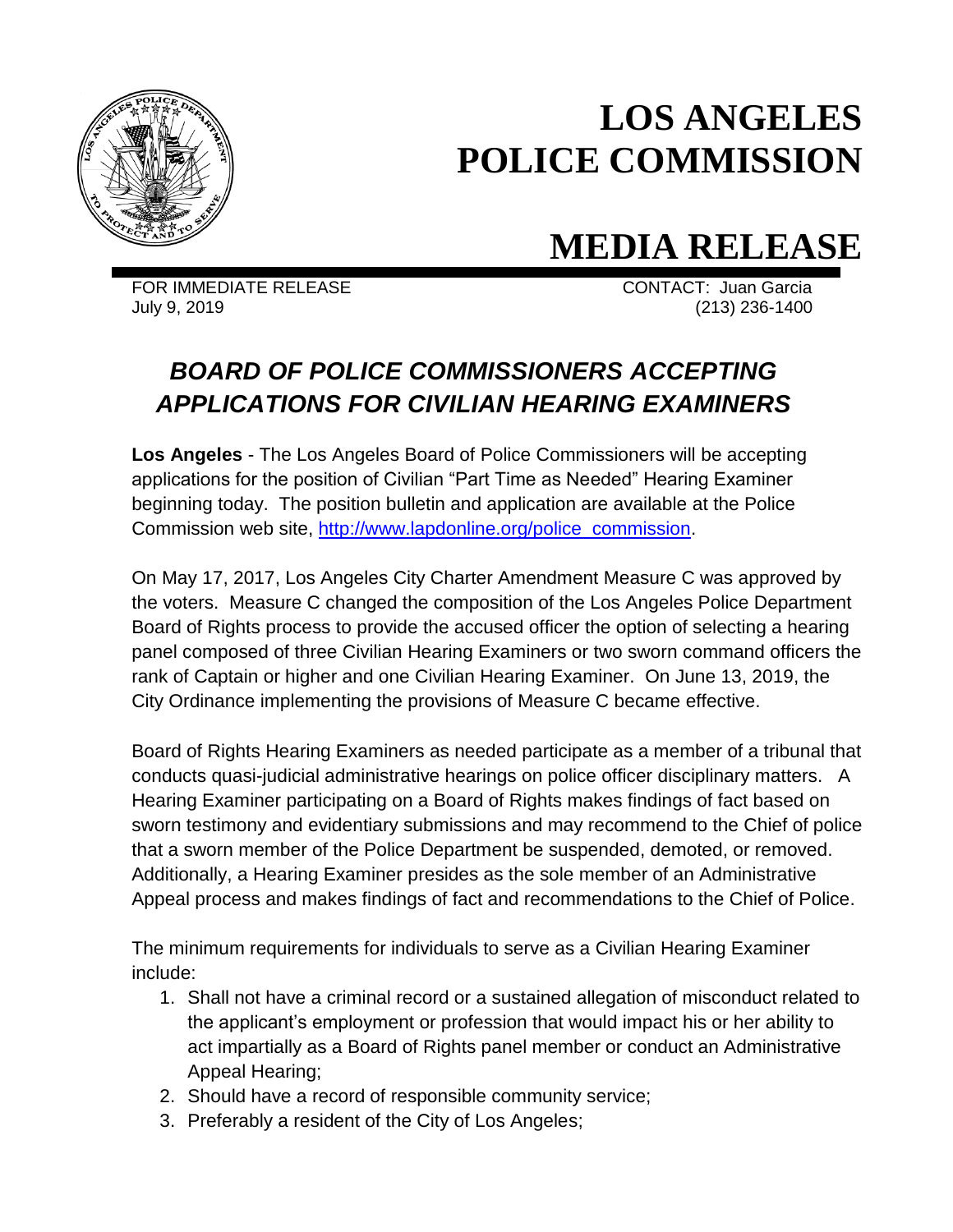# LOS ANGELES POLICE COMMISSION

# MEDIA RELEASE

FOR IMMEDIATE RELEASE
July 9, 2019

CONTACT: Juan Garcia
(213) 236-1400

## *BOARD OF POLICE COMMISSIONERS ACCEPTING APPLICATIONS FOR CIVILIAN HEARING EXAMINERS*

**Los Angeles** - The Los Angeles Board of Police Commissioners will be accepting applications for the position of Civilian "Part Time as Needed" Hearing Examiner beginning today. The position bulletin and application are available at the Police Commission web site, [http://www.lapdonline.org/police_commission](http://www.lapdonline.org/police_commission).

On May 17, 2017, Los Angeles City Charter Amendment Measure C was approved by the voters. Measure C changed the composition of the Los Angeles Police Department Board of Rights process to provide the accused officer the option of selecting a hearing panel composed of three Civilian Hearing Examiners or two sworn command officers the rank of Captain or higher and one Civilian Hearing Examiner. On June 13, 2019, the City Ordinance implementing the provisions of Measure C became effective.

Board of Rights Hearing Examiners as needed participate as a member of a tribunal that conducts quasi-judicial administrative hearings on police officer disciplinary matters. A Hearing Examiner participating on a Board of Rights makes findings of fact based on sworn testimony and evidentiary submissions and may recommend to the Chief of police that a sworn member of the Police Department be suspended, demoted, or removed. Additionally, a Hearing Examiner presides as the sole member of an Administrative Appeal process and makes findings of fact and recommendations to the Chief of Police.

The minimum requirements for individuals to serve as a Civilian Hearing Examiner include:

1. Shall not have a criminal record or a sustained allegation of misconduct related to the applicant's employment or profession that would impact his or her ability to act impartially as a Board of Rights panel member or conduct an Administrative Appeal Hearing;
2. Should have a record of responsible community service;
3. Preferably a resident of the City of Los Angeles;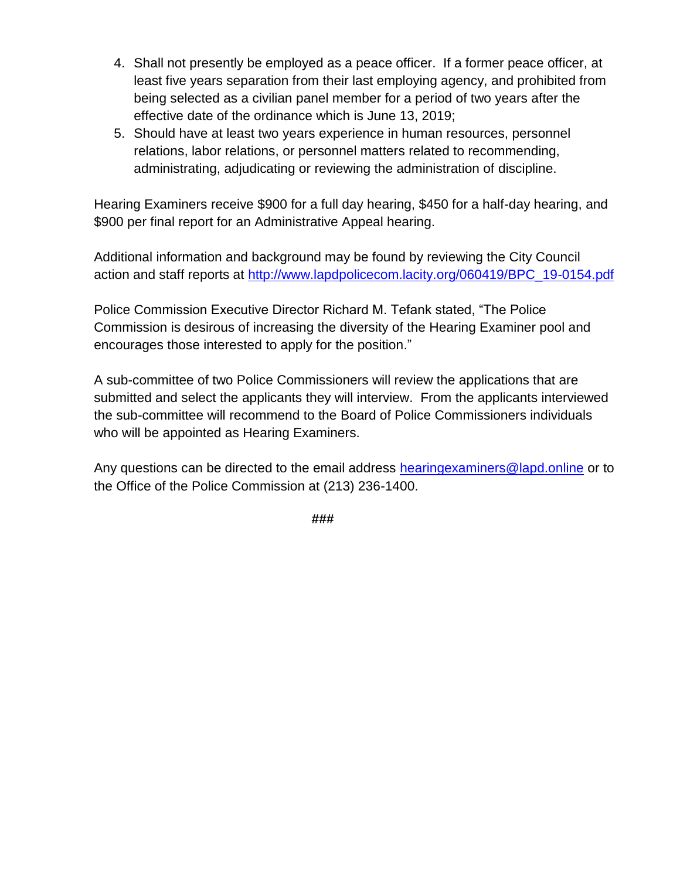4. Shall not presently be employed as a peace officer. If a former peace officer, at least five years separation from their last employing agency, and prohibited from being selected as a civilian panel member for a period of two years after the effective date of the ordinance which is June 13, 2019;
5. Should have at least two years experience in human resources, personnel relations, labor relations, or personnel matters related to recommending, administrating, adjudicating or reviewing the administration of discipline.

Hearing Examiners receive $900 for a full day hearing, $450 for a half-day hearing, and $900 per final report for an Administrative Appeal hearing.

Additional information and background may be found by reviewing the City Council action and staff reports at http://www.lapdpolicecom.lacity.org/060419/BPC_19-0154.pdf

Police Commission Executive Director Richard M. Tefank stated, "The Police Commission is desirous of increasing the diversity of the Hearing Examiner pool and encourages those interested to apply for the position."

A sub-committee of two Police Commissioners will review the applications that are submitted and select the applicants they will interview. From the applicants interviewed the sub-committee will recommend to the Board of Police Commissioners individuals who will be appointed as Hearing Examiners.

Any questions can be directed to the email address hearingexaminers@lapd.online or to the Office of the Police Commission at (213) 236-1400.

###